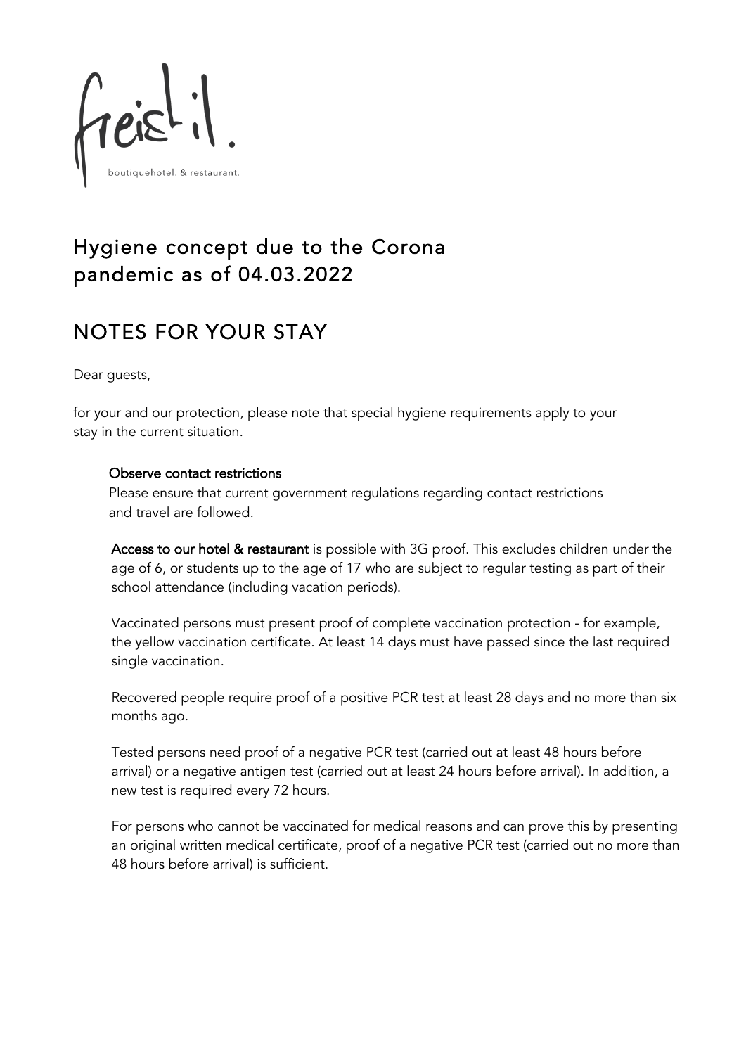freistil.

boutiquehotel. & restaurant.

# Hygiene concept due to the Corona pandemic as of 04.03.2022

## NOTES FOR YOUR STAY

Dear guests,

for your and our protection, please note that special hygiene requirements apply to your stay in the current situation.

**Observe contact restrictions**
Please ensure that current government regulations regarding contact restrictions and travel are followed.

**Access to our hotel & restaurant** is possible with 3G proof. This excludes children under the age of 6, or students up to the age of 17 who are subject to regular testing as part of their school attendance (including vacation periods).

Vaccinated persons must present proof of complete vaccination protection - for example, the yellow vaccination certificate. At least 14 days must have passed since the last required single vaccination.

Recovered people require proof of a positive PCR test at least 28 days and no more than six months ago.

Tested persons need proof of a negative PCR test (carried out at least 48 hours before arrival) or a negative antigen test (carried out at least 24 hours before arrival). In addition, a new test is required every 72 hours.

For persons who cannot be vaccinated for medical reasons and can prove this by presenting an original written medical certificate, proof of a negative PCR test (carried out no more than 48 hours before arrival) is sufficient.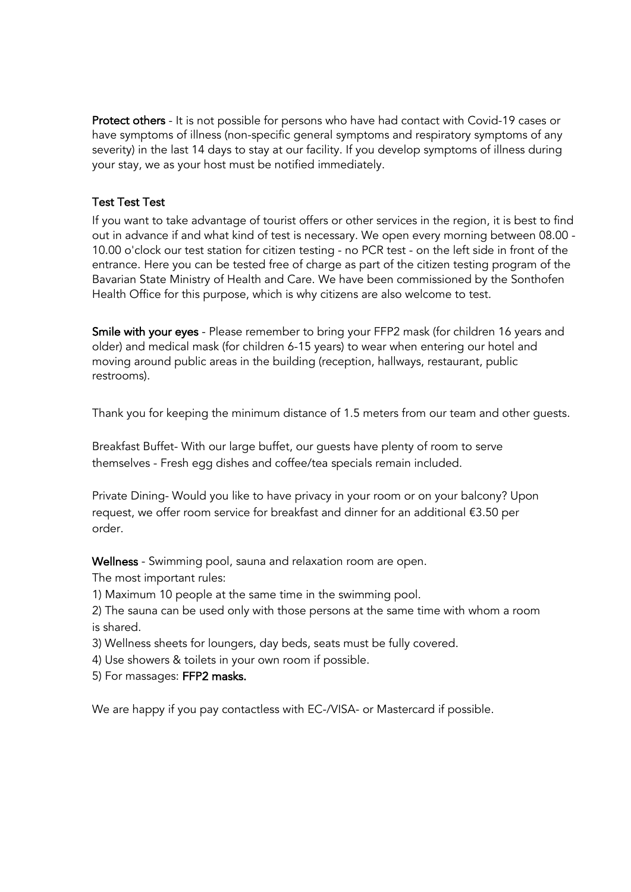**Protect others** - It is not possible for persons who have had contact with Covid-19 cases or have symptoms of illness (non-specific general symptoms and respiratory symptoms of any severity) in the last 14 days to stay at our facility. If you develop symptoms of illness during your stay, we as your host must be notified immediately.

Test Test Test

If you want to take advantage of tourist offers or other services in the region, it is best to find out in advance if and what kind of test is necessary. We open every morning between 08.00 - 10.00 o'clock our test station for citizen testing - no PCR test - on the left side in front of the entrance. Here you can be tested free of charge as part of the citizen testing program of the Bavarian State Ministry of Health and Care. We have been commissioned by the Sonthofen Health Office for this purpose, which is why citizens are also welcome to test.

**Smile with your eyes** - Please remember to bring your FFP2 mask (for children 16 years and older) and medical mask (for children 6-15 years) to wear when entering our hotel and moving around public areas in the building (reception, hallways, restaurant, public restrooms).

Thank you for keeping the minimum distance of 1.5 meters from our team and other guests.

Breakfast Buffet- With our large buffet, our guests have plenty of room to serve themselves - Fresh egg dishes and coffee/tea specials remain included.

Private Dining- Would you like to have privacy in your room or on your balcony? Upon request, we offer room service for breakfast and dinner for an additional €3.50 per order.

**Wellness** - Swimming pool, sauna and relaxation room are open.

The most important rules:

1) Maximum 10 people at the same time in the swimming pool.
2) The sauna can be used only with those persons at the same time with whom a room is shared.
3) Wellness sheets for loungers, day beds, seats must be fully covered.
4) Use showers & toilets in your own room if possible.
5) For massages: **FFP2 masks.**

We are happy if you pay contactless with EC-/VISA- or Mastercard if possible.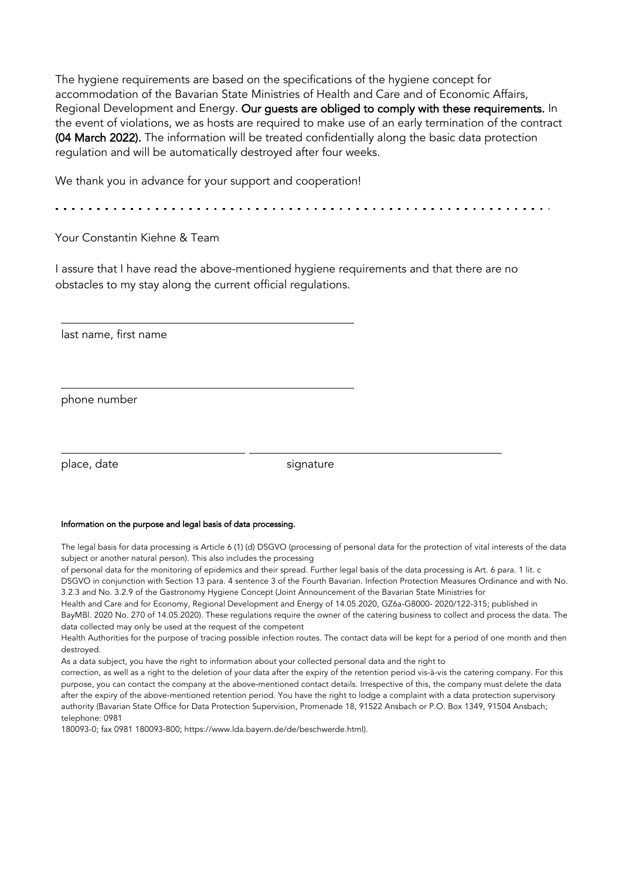The hygiene requirements are based on the specifications of the hygiene concept for accommodation of the Bavarian State Ministries of Health and Care and of Economic Affairs, Regional Development and Energy. **Our guests are obliged to comply with these requirements.** In the event of violations, we as hosts are required to make use of an early termination of the contract **(04 March 2022).** The information will be treated confidentially along the basic data protection regulation and will be automatically destroyed after four weeks.

We thank you in advance for your support and cooperation!

---

Your Constantin Kiehne & Team

I assure that I have read the above-mentioned hygiene requirements and that there are no obstacles to my stay along the current official regulations.

\_\_\_\_\_\_\_\_\_\_\_\_\_\_\_\_\_\_\_\_\_\_\_\_\_\_\_\_\_\_\_\_\_\_\_\_

last name, first name

\_\_\_\_\_\_\_\_\_\_\_\_\_\_\_\_\_\_\_\_\_\_\_\_\_\_\_\_\_\_\_\_\_\_\_\_

phone number

\_\_\_\_\_\_\_\_\_\_\_\_\_\_\_\_\_\_\_\_\_\_\_ \_\_\_\_\_\_\_\_\_\_\_\_\_\_\_\_\_\_\_\_\_\_\_\_\_\_\_\_\_\_\_

place, date signature

**Information on the purpose and legal basis of data processing.**

The legal basis for data processing is Article 6 (1) (d) DSGVO (processing of personal data for the protection of vital interests of the data subject or another natural person). This also includes the processing of personal data for the monitoring of epidemics and their spread. Further legal basis of the data processing is Art. 6 para. 1 lit. c DSGVO in conjunction with Section 13 para. 4 sentence 3 of the Fourth Bavarian. Infection Protection Measures Ordinance and with No. 3.2.3 and No. 3.2.9 of the Gastronomy Hygiene Concept (Joint Announcement of the Bavarian State Ministries for Health and Care and for Economy, Regional Development and Energy of 14.05.2020, GZ6a-G8000- 2020/122-315; published in BayMBl. 2020 No. 270 of 14.05.2020). These regulations require the owner of the catering business to collect and process the data. The data collected may only be used at the request of the competent Health Authorities for the purpose of tracing possible infection routes. The contact data will be kept for a period of one month and then destroyed.

As a data subject, you have the right to information about your collected personal data and the right to correction, as well as a right to the deletion of your data after the expiry of the retention period vis-à-vis the catering company. For this purpose, you can contact the company at the above-mentioned contact details. Irrespective of this, the company must delete the data after the expiry of the above-mentioned retention period. You have the right to lodge a complaint with a data protection supervisory authority (Bavarian State Office for Data Protection Supervision, Promenade 18, 91522 Ansbach or P.O. Box 1349, 91504 Ansbach; telephone: 0981 180093-0; fax 0981 180093-800; https://www.lda.bayern.de/de/beschwerde.html).